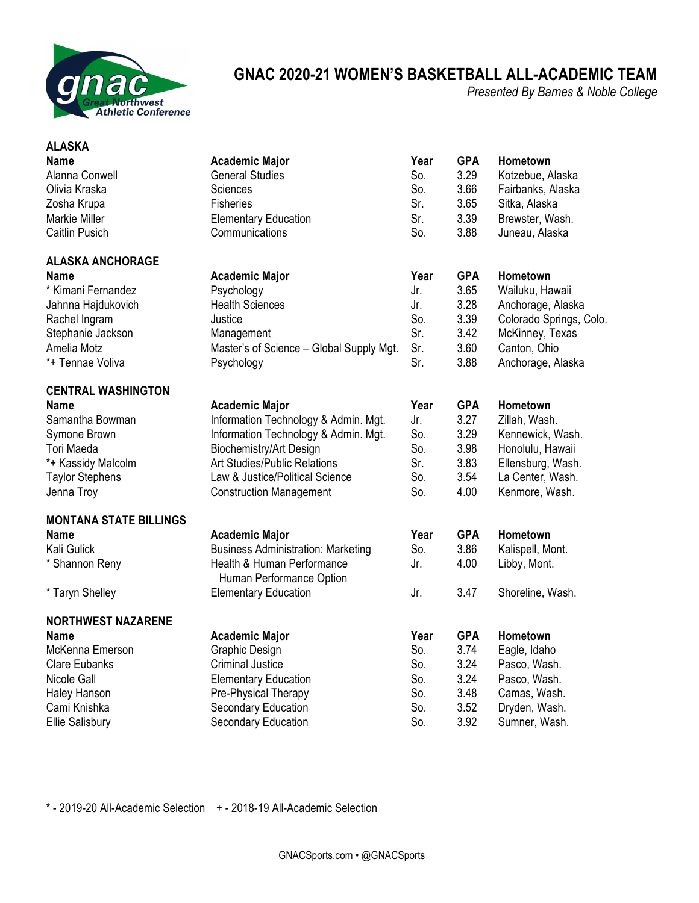# GNAC 2020-21 WOMEN'S BASKETBALL ALL-ACADEMIC TEAM

*Presented By Barnes & Noble College*

## ALASKA

| Name | Academic Major | Year | GPA | Hometown |
|---|---|---|---|---|
| Alanna Conwell | General Studies | So. | 3.29 | Kotzebue, Alaska |
| Olivia Kraska | Sciences | So. | 3.66 | Fairbanks, Alaska |
| Zosha Krupa | Fisheries | Sr. | 3.65 | Sitka, Alaska |
| Markie Miller | Elementary Education | Sr. | 3.39 | Brewster, Wash. |
| Caitlin Pusich | Communications | So. | 3.88 | Juneau, Alaska |

## ALASKA ANCHORAGE

| Name | Academic Major | Year | GPA | Hometown |
|---|---|---|---|---|
| * Kimani Fernandez | Psychology | Jr. | 3.65 | Wailuku, Hawaii |
| Jahnna Hajdukovich | Health Sciences | Jr. | 3.28 | Anchorage, Alaska |
| Rachel Ingram | Justice | So. | 3.39 | Colorado Springs, Colo. |
| Stephanie Jackson | Management | Sr. | 3.42 | McKinney, Texas |
| Amelia Motz | Master's of Science – Global Supply Mgt. | Sr. | 3.60 | Canton, Ohio |
| *+ Tennae Voliva | Psychology | Sr. | 3.88 | Anchorage, Alaska |

## CENTRAL WASHINGTON

| Name | Academic Major | Year | GPA | Hometown |
|---|---|---|---|---|
| Samantha Bowman | Information Technology & Admin. Mgt. | Jr. | 3.27 | Zillah, Wash. |
| Symone Brown | Information Technology & Admin. Mgt. | So. | 3.29 | Kennewick, Wash. |
| Tori Maeda | Biochemistry/Art Design | So. | 3.98 | Honolulu, Hawaii |
| *+ Kassidy Malcolm | Art Studies/Public Relations | Sr. | 3.83 | Ellensburg, Wash. |
| Taylor Stephens | Law & Justice/Political Science | So. | 3.54 | La Center, Wash. |
| Jenna Troy | Construction Management | So. | 4.00 | Kenmore, Wash. |

## MONTANA STATE BILLINGS

| Name | Academic Major | Year | GPA | Hometown |
|---|---|---|---|---|
| Kali Gulick | Business Administration: Marketing | So. | 3.86 | Kalispell, Mont. |
| * Shannon Reny | Health & Human Performance Human Performance Option | Jr. | 4.00 | Libby, Mont. |
| * Taryn Shelley | Elementary Education | Jr. | 3.47 | Shoreline, Wash. |

## NORTHWEST NAZARENE

| Name | Academic Major | Year | GPA | Hometown |
|---|---|---|---|---|
| McKenna Emerson | Graphic Design | So. | 3.74 | Eagle, Idaho |
| Clare Eubanks | Criminal Justice | So. | 3.24 | Pasco, Wash. |
| Nicole Gall | Elementary Education | So. | 3.24 | Pasco, Wash. |
| Haley Hanson | Pre-Physical Therapy | So. | 3.48 | Camas, Wash. |
| Cami Knishka | Secondary Education | So. | 3.52 | Dryden, Wash. |
| Ellie Salisbury | Secondary Education | So. | 3.92 | Sumner, Wash. |

* - 2019-20 All-Academic Selection    + - 2018-19 All-Academic Selection

GNACSports.com • @GNACSports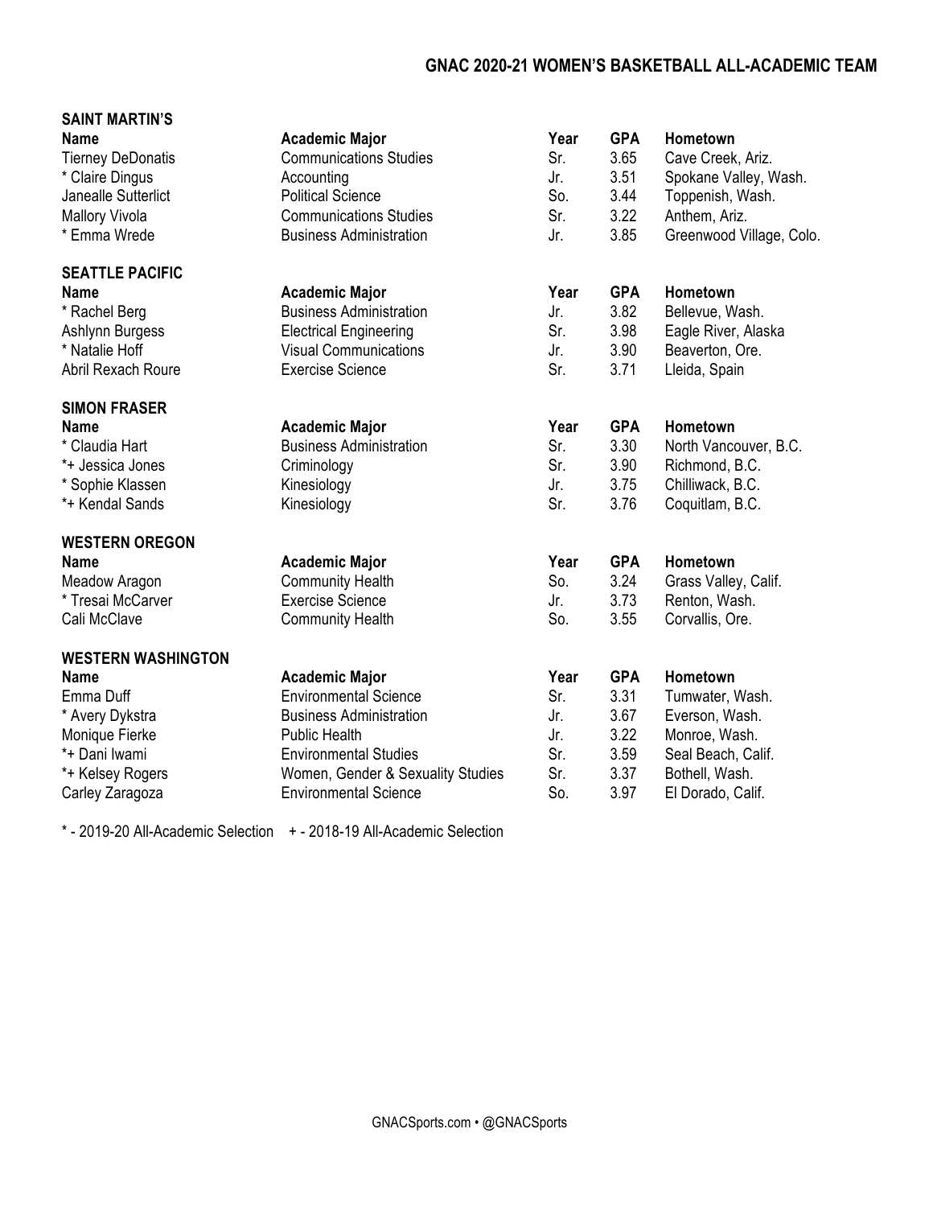# GNAC 2020-21 WOMEN'S BASKETBALL ALL-ACADEMIC TEAM

## SAINT MARTIN'S

| Name | Academic Major | Year | GPA | Hometown |
|---|---|---|---|---|
| Tierney DeDonatis | Communications Studies | Sr. | 3.65 | Cave Creek, Ariz. |
| * Claire Dingus | Accounting | Jr. | 3.51 | Spokane Valley, Wash. |
| Janealle Sutterlict | Political Science | So. | 3.44 | Toppenish, Wash. |
| Mallory Vivola | Communications Studies | Sr. | 3.22 | Anthem, Ariz. |
| * Emma Wrede | Business Administration | Jr. | 3.85 | Greenwood Village, Colo. |

## SEATTLE PACIFIC

| Name | Academic Major | Year | GPA | Hometown |
|---|---|---|---|---|
| * Rachel Berg | Business Administration | Jr. | 3.82 | Bellevue, Wash. |
| Ashlynn Burgess | Electrical Engineering | Sr. | 3.98 | Eagle River, Alaska |
| * Natalie Hoff | Visual Communications | Jr. | 3.90 | Beaverton, Ore. |
| Abril Rexach Roure | Exercise Science | Sr. | 3.71 | Lleida, Spain |

## SIMON FRASER

| Name | Academic Major | Year | GPA | Hometown |
|---|---|---|---|---|
| * Claudia Hart | Business Administration | Sr. | 3.30 | North Vancouver, B.C. |
| *+ Jessica Jones | Criminology | Sr. | 3.90 | Richmond, B.C. |
| * Sophie Klassen | Kinesiology | Jr. | 3.75 | Chilliwack, B.C. |
| *+ Kendal Sands | Kinesiology | Sr. | 3.76 | Coquitlam, B.C. |

## WESTERN OREGON

| Name | Academic Major | Year | GPA | Hometown |
|---|---|---|---|---|
| Meadow Aragon | Community Health | So. | 3.24 | Grass Valley, Calif. |
| * Tresai McCarver | Exercise Science | Jr. | 3.73 | Renton, Wash. |
| Cali McClave | Community Health | So. | 3.55 | Corvallis, Ore. |

## WESTERN WASHINGTON

| Name | Academic Major | Year | GPA | Hometown |
|---|---|---|---|---|
| Emma Duff | Environmental Science | Sr. | 3.31 | Tumwater, Wash. |
| * Avery Dykstra | Business Administration | Jr. | 3.67 | Everson, Wash. |
| Monique Fierke | Public Health | Jr. | 3.22 | Monroe, Wash. |
| *+ Dani Iwami | Environmental Studies | Sr. | 3.59 | Seal Beach, Calif. |
| *+ Kelsey Rogers | Women, Gender & Sexuality Studies | Sr. | 3.37 | Bothell, Wash. |
| Carley Zaragoza | Environmental Science | So. | 3.97 | El Dorado, Calif. |

* - 2019-20 All-Academic Selection    + - 2018-19 All-Academic Selection

GNACSports.com • @GNACSports